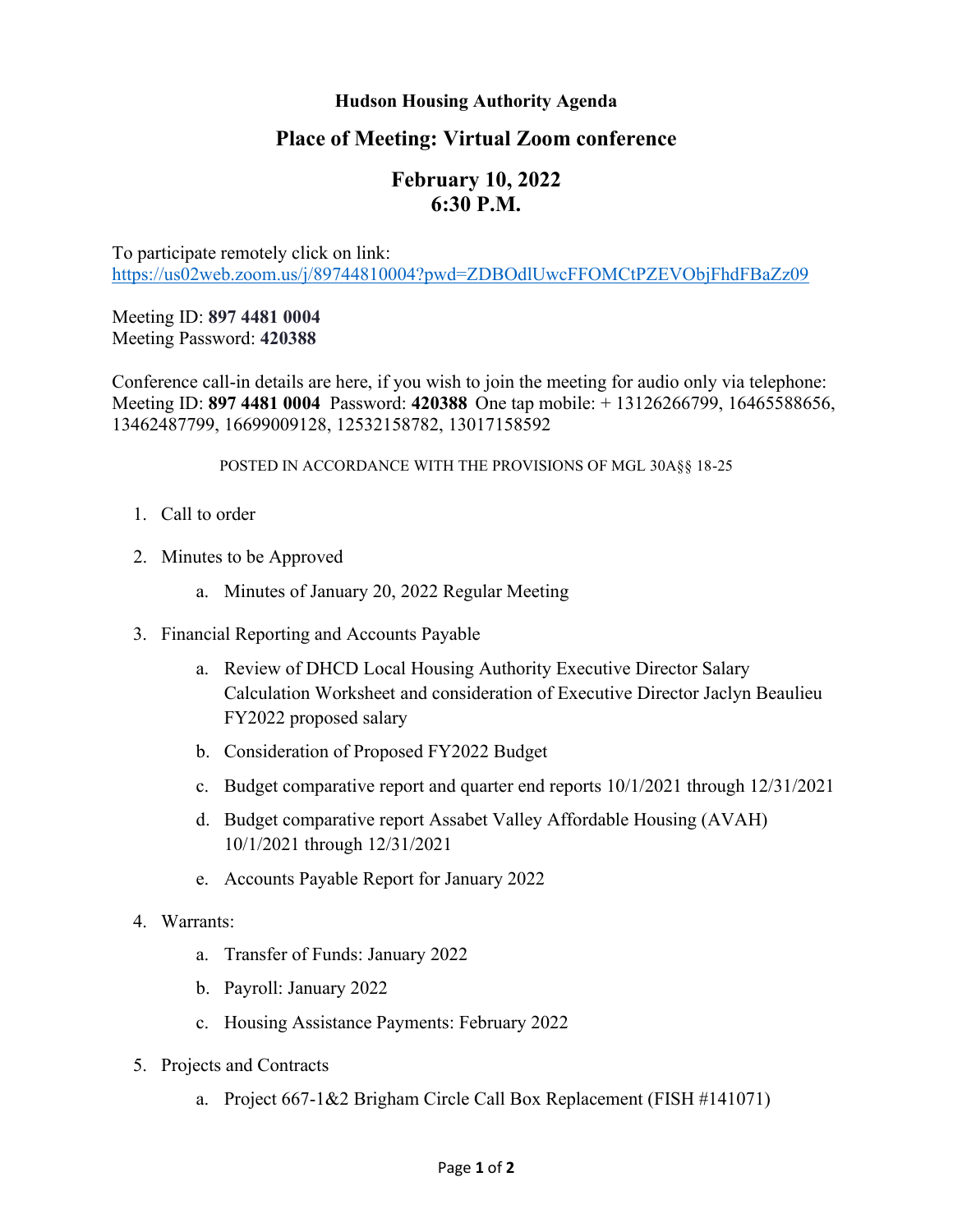**Hudson Housing Authority Agenda**

## Place of Meeting: Virtual Zoom conference

## February 10, 2022
## 6:30 P.M.

To participate remotely click on link:
https://us02web.zoom.us/j/89744810004?pwd=ZDBOdlUwcFFOMCtPZEVObjFhdFBaZz09

Meeting ID: **897 4481 0004**
Meeting Password: **420388**

Conference call-in details are here, if you wish to join the meeting for audio only via telephone:
Meeting ID: **897 4481 0004** Password: **420388** One tap mobile: + 13126266799, 16465588656, 13462487799, 16699009128, 12532158782, 13017158592

POSTED IN ACCORDANCE WITH THE PROVISIONS OF MGL 30A§§ 18-25

1. Call to order
2. Minutes to be Approved
   a. Minutes of January 20, 2022 Regular Meeting
3. Financial Reporting and Accounts Payable
   a. Review of DHCD Local Housing Authority Executive Director Salary Calculation Worksheet and consideration of Executive Director Jaclyn Beaulieu FY2022 proposed salary
   b. Consideration of Proposed FY2022 Budget
   c. Budget comparative report and quarter end reports 10/1/2021 through 12/31/2021
   d. Budget comparative report Assabet Valley Affordable Housing (AVAH) 10/1/2021 through 12/31/2021
   e. Accounts Payable Report for January 2022
4. Warrants:
   a. Transfer of Funds: January 2022
   b. Payroll: January 2022
   c. Housing Assistance Payments: February 2022
5. Projects and Contracts
   a. Project 667-1&2 Brigham Circle Call Box Replacement (FISH #141071)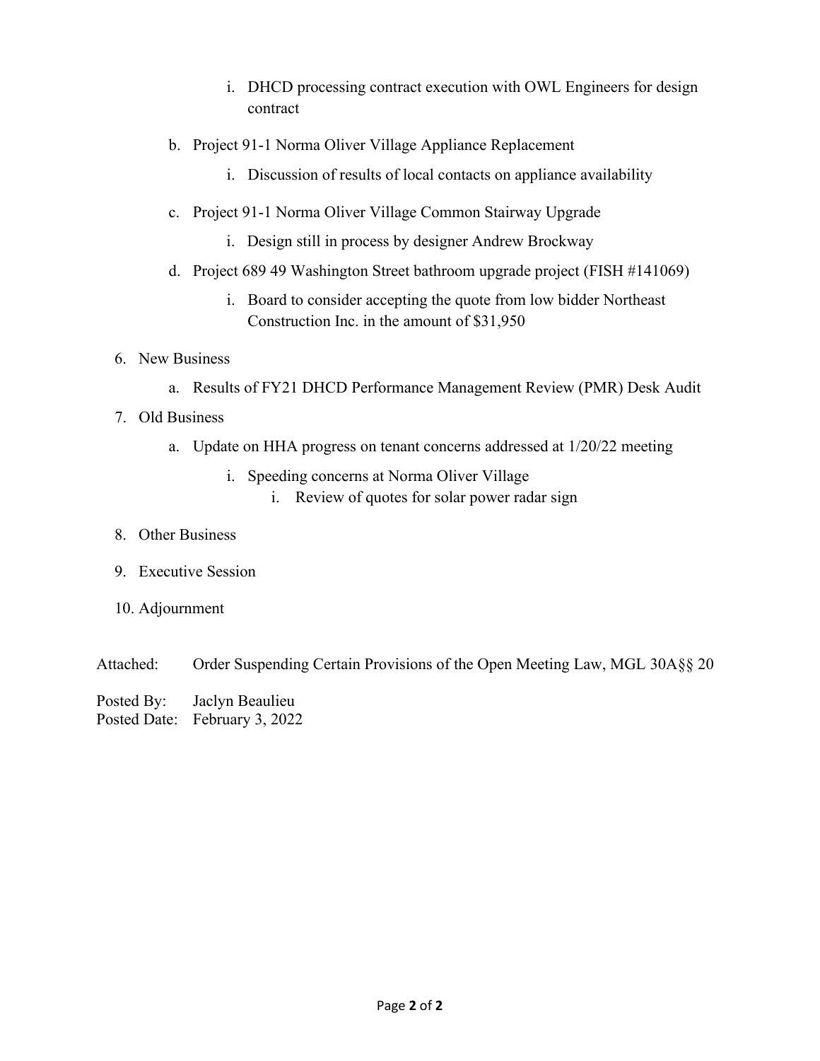- i. DHCD processing contract execution with OWL Engineers for design contract

- b. Project 91-1 Norma Oliver Village Appliance Replacement
   - i. Discussion of results of local contacts on appliance availability

- c. Project 91-1 Norma Oliver Village Common Stairway Upgrade
   - i. Design still in process by designer Andrew Brockway

- d. Project 689 49 Washington Street bathroom upgrade project (FISH #141069)
   - i. Board to consider accepting the quote from low bidder Northeast Construction Inc. in the amount of $31,950

6. New Business
   - a. Results of FY21 DHCD Performance Management Review (PMR) Desk Audit

7. Old Business
   - a. Update on HHA progress on tenant concerns addressed at 1/20/22 meeting
      - i. Speeding concerns at Norma Oliver Village
         - i. Review of quotes for solar power radar sign

8. Other Business

9. Executive Session

10. Adjournment

Attached: Order Suspending Certain Provisions of the Open Meeting Law, MGL 30A§§ 20

Posted By: Jaclyn Beaulieu
Posted Date: February 3, 2022